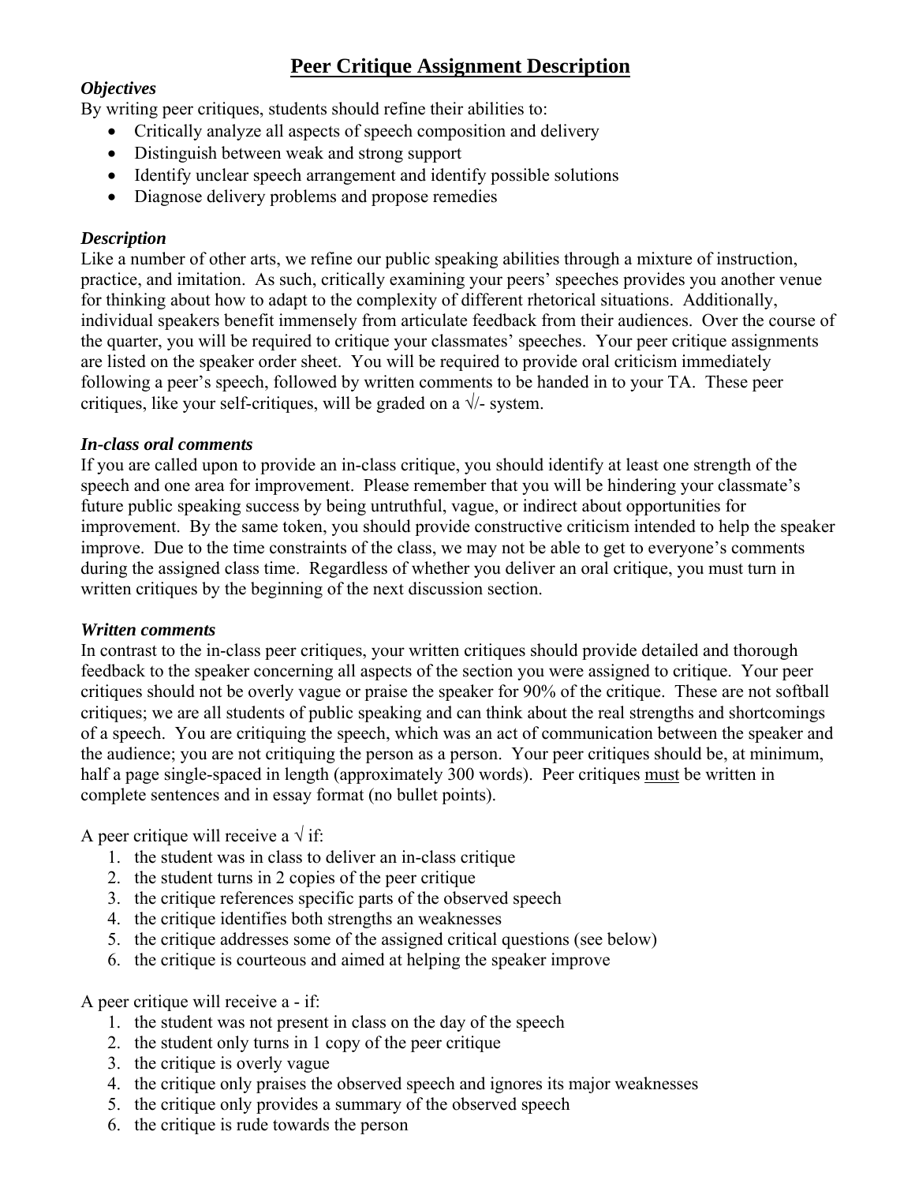# Peer Critique Assignment Description

### *Objectives*

By writing peer critiques, students should refine their abilities to:

- Critically analyze all aspects of speech composition and delivery
- Distinguish between weak and strong support
- Identify unclear speech arrangement and identify possible solutions
- Diagnose delivery problems and propose remedies

### *Description*

Like a number of other arts, we refine our public speaking abilities through a mixture of instruction, practice, and imitation. As such, critically examining your peers' speeches provides you another venue for thinking about how to adapt to the complexity of different rhetorical situations. Additionally, individual speakers benefit immensely from articulate feedback from their audiences. Over the course of the quarter, you will be required to critique your classmates' speeches. Your peer critique assignments are listed on the speaker order sheet. You will be required to provide oral criticism immediately following a peer's speech, followed by written comments to be handed in to your TA. These peer critiques, like your self-critiques, will be graded on a √/- system.

### *In-class oral comments*

If you are called upon to provide an in-class critique, you should identify at least one strength of the speech and one area for improvement. Please remember that you will be hindering your classmate's future public speaking success by being untruthful, vague, or indirect about opportunities for improvement. By the same token, you should provide constructive criticism intended to help the speaker improve. Due to the time constraints of the class, we may not be able to get to everyone's comments during the assigned class time. Regardless of whether you deliver an oral critique, you must turn in written critiques by the beginning of the next discussion section.

### *Written comments*

In contrast to the in-class peer critiques, your written critiques should provide detailed and thorough feedback to the speaker concerning all aspects of the section you were assigned to critique. Your peer critiques should not be overly vague or praise the speaker for 90% of the critique. These are not softball critiques; we are all students of public speaking and can think about the real strengths and shortcomings of a speech. You are critiquing the speech, which was an act of communication between the speaker and the audience; you are not critiquing the person as a person. Your peer critiques should be, at minimum, half a page single-spaced in length (approximately 300 words). Peer critiques <u>must</u> be written in complete sentences and in essay format (no bullet points).

A peer critique will receive a √ if:

1. the student was in class to deliver an in-class critique
2. the student turns in 2 copies of the peer critique
3. the critique references specific parts of the observed speech
4. the critique identifies both strengths an weaknesses
5. the critique addresses some of the assigned critical questions (see below)
6. the critique is courteous and aimed at helping the speaker improve

A peer critique will receive a - if:

1. the student was not present in class on the day of the speech
2. the student only turns in 1 copy of the peer critique
3. the critique is overly vague
4. the critique only praises the observed speech and ignores its major weaknesses
5. the critique only provides a summary of the observed speech
6. the critique is rude towards the person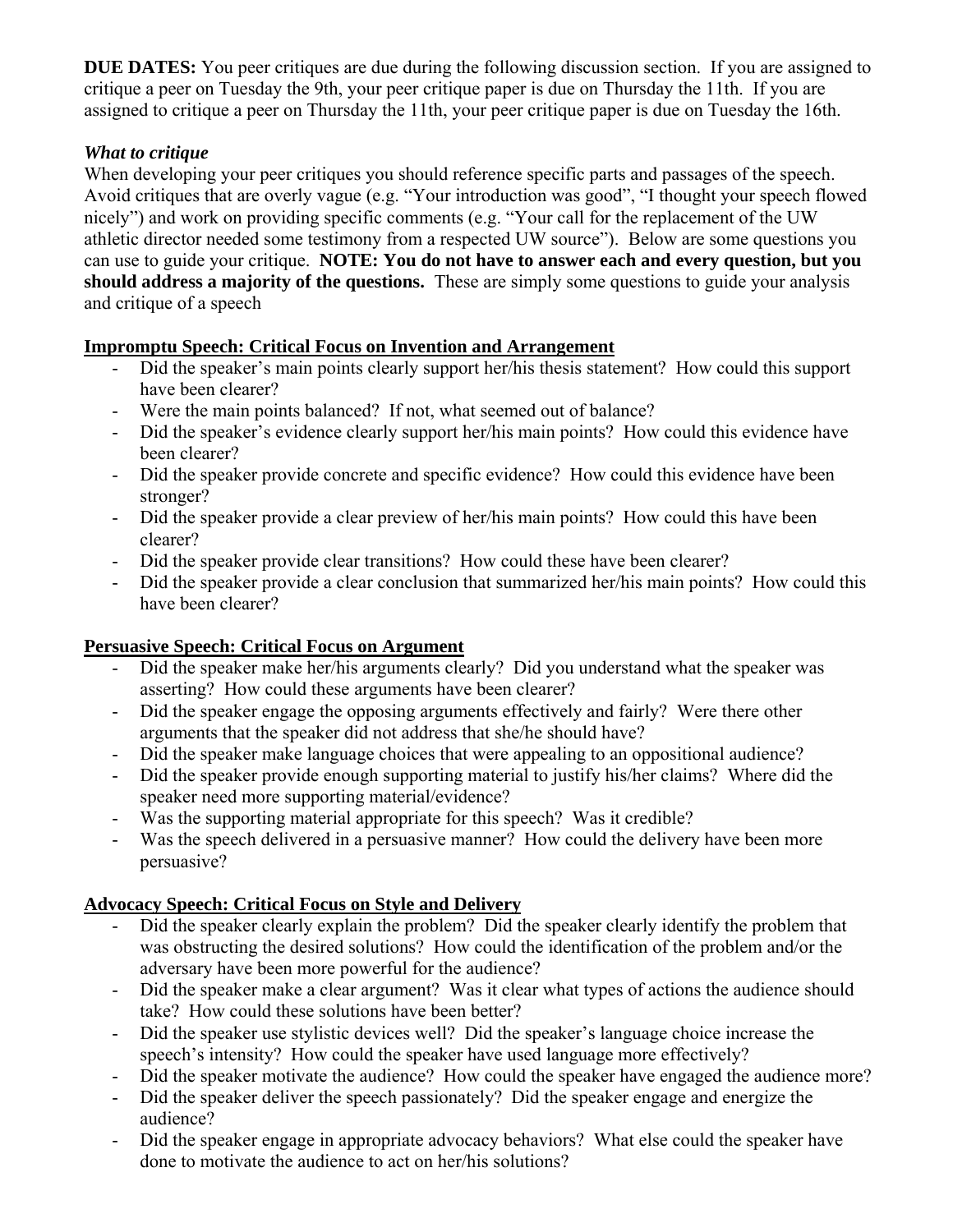**DUE DATES:** You peer critiques are due during the following discussion section. If you are assigned to critique a peer on Tuesday the 9th, your peer critique paper is due on Thursday the 11th. If you are assigned to critique a peer on Thursday the 11th, your peer critique paper is due on Tuesday the 16th.

***What to critique***

When developing your peer critiques you should reference specific parts and passages of the speech. Avoid critiques that are overly vague (e.g. "Your introduction was good", "I thought your speech flowed nicely") and work on providing specific comments (e.g. "Your call for the replacement of the UW athletic director needed some testimony from a respected UW source"). Below are some questions you can use to guide your critique. **NOTE: You do not have to answer each and every question, but you should address a majority of the questions.** These are simply some questions to guide your analysis and critique of a speech

**<u>Impromptu Speech: Critical Focus on Invention and Arrangement</u>**

- Did the speaker's main points clearly support her/his thesis statement? How could this support have been clearer?
- Were the main points balanced? If not, what seemed out of balance?
- Did the speaker's evidence clearly support her/his main points? How could this evidence have been clearer?
- Did the speaker provide concrete and specific evidence? How could this evidence have been stronger?
- Did the speaker provide a clear preview of her/his main points? How could this have been clearer?
- Did the speaker provide clear transitions? How could these have been clearer?
- Did the speaker provide a clear conclusion that summarized her/his main points? How could this have been clearer?

**<u>Persuasive Speech: Critical Focus on Argument</u>**

- Did the speaker make her/his arguments clearly? Did you understand what the speaker was asserting? How could these arguments have been clearer?
- Did the speaker engage the opposing arguments effectively and fairly? Were there other arguments that the speaker did not address that she/he should have?
- Did the speaker make language choices that were appealing to an oppositional audience?
- Did the speaker provide enough supporting material to justify his/her claims? Where did the speaker need more supporting material/evidence?
- Was the supporting material appropriate for this speech? Was it credible?
- Was the speech delivered in a persuasive manner? How could the delivery have been more persuasive?

**<u>Advocacy Speech: Critical Focus on Style and Delivery</u>**

- Did the speaker clearly explain the problem? Did the speaker clearly identify the problem that was obstructing the desired solutions? How could the identification of the problem and/or the adversary have been more powerful for the audience?
- Did the speaker make a clear argument? Was it clear what types of actions the audience should take? How could these solutions have been better?
- Did the speaker use stylistic devices well? Did the speaker's language choice increase the speech's intensity? How could the speaker have used language more effectively?
- Did the speaker motivate the audience? How could the speaker have engaged the audience more?
- Did the speaker deliver the speech passionately? Did the speaker engage and energize the audience?
- Did the speaker engage in appropriate advocacy behaviors? What else could the speaker have done to motivate the audience to act on her/his solutions?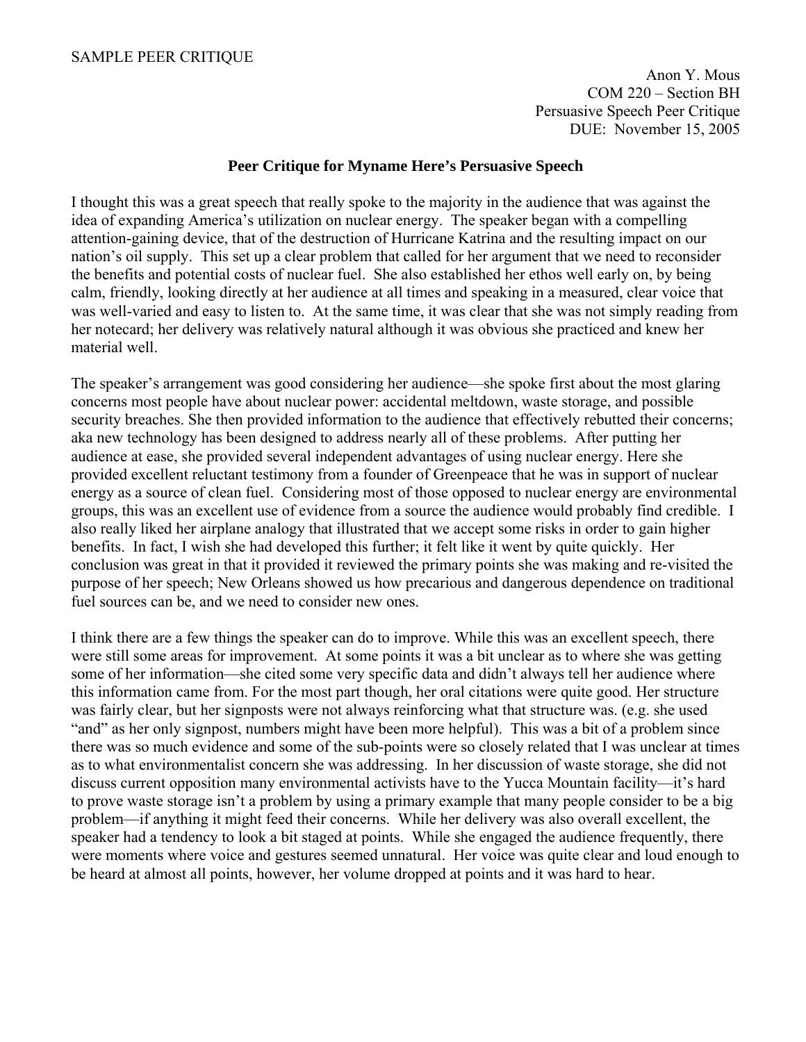SAMPLE PEER CRITIQUE

Anon Y. Mous
COM 220 – Section BH
Persuasive Speech Peer Critique
DUE: November 15, 2005

**Peer Critique for Myname Here's Persuasive Speech**

I thought this was a great speech that really spoke to the majority in the audience that was against the idea of expanding America's utilization on nuclear energy. The speaker began with a compelling attention-gaining device, that of the destruction of Hurricane Katrina and the resulting impact on our nation's oil supply. This set up a clear problem that called for her argument that we need to reconsider the benefits and potential costs of nuclear fuel. She also established her ethos well early on, by being calm, friendly, looking directly at her audience at all times and speaking in a measured, clear voice that was well-varied and easy to listen to. At the same time, it was clear that she was not simply reading from her notecard; her delivery was relatively natural although it was obvious she practiced and knew her material well.

The speaker's arrangement was good considering her audience—she spoke first about the most glaring concerns most people have about nuclear power: accidental meltdown, waste storage, and possible security breaches. She then provided information to the audience that effectively rebutted their concerns; aka new technology has been designed to address nearly all of these problems. After putting her audience at ease, she provided several independent advantages of using nuclear energy. Here she provided excellent reluctant testimony from a founder of Greenpeace that he was in support of nuclear energy as a source of clean fuel. Considering most of those opposed to nuclear energy are environmental groups, this was an excellent use of evidence from a source the audience would probably find credible. I also really liked her airplane analogy that illustrated that we accept some risks in order to gain higher benefits. In fact, I wish she had developed this further; it felt like it went by quite quickly. Her conclusion was great in that it provided it reviewed the primary points she was making and re-visited the purpose of her speech; New Orleans showed us how precarious and dangerous dependence on traditional fuel sources can be, and we need to consider new ones.

I think there are a few things the speaker can do to improve. While this was an excellent speech, there were still some areas for improvement. At some points it was a bit unclear as to where she was getting some of her information—she cited some very specific data and didn't always tell her audience where this information came from. For the most part though, her oral citations were quite good. Her structure was fairly clear, but her signposts were not always reinforcing what that structure was. (e.g. she used "and" as her only signpost, numbers might have been more helpful). This was a bit of a problem since there was so much evidence and some of the sub-points were so closely related that I was unclear at times as to what environmentalist concern she was addressing. In her discussion of waste storage, she did not discuss current opposition many environmental activists have to the Yucca Mountain facility—it's hard to prove waste storage isn't a problem by using a primary example that many people consider to be a big problem—if anything it might feed their concerns. While her delivery was also overall excellent, the speaker had a tendency to look a bit staged at points. While she engaged the audience frequently, there were moments where voice and gestures seemed unnatural. Her voice was quite clear and loud enough to be heard at almost all points, however, her volume dropped at points and it was hard to hear.